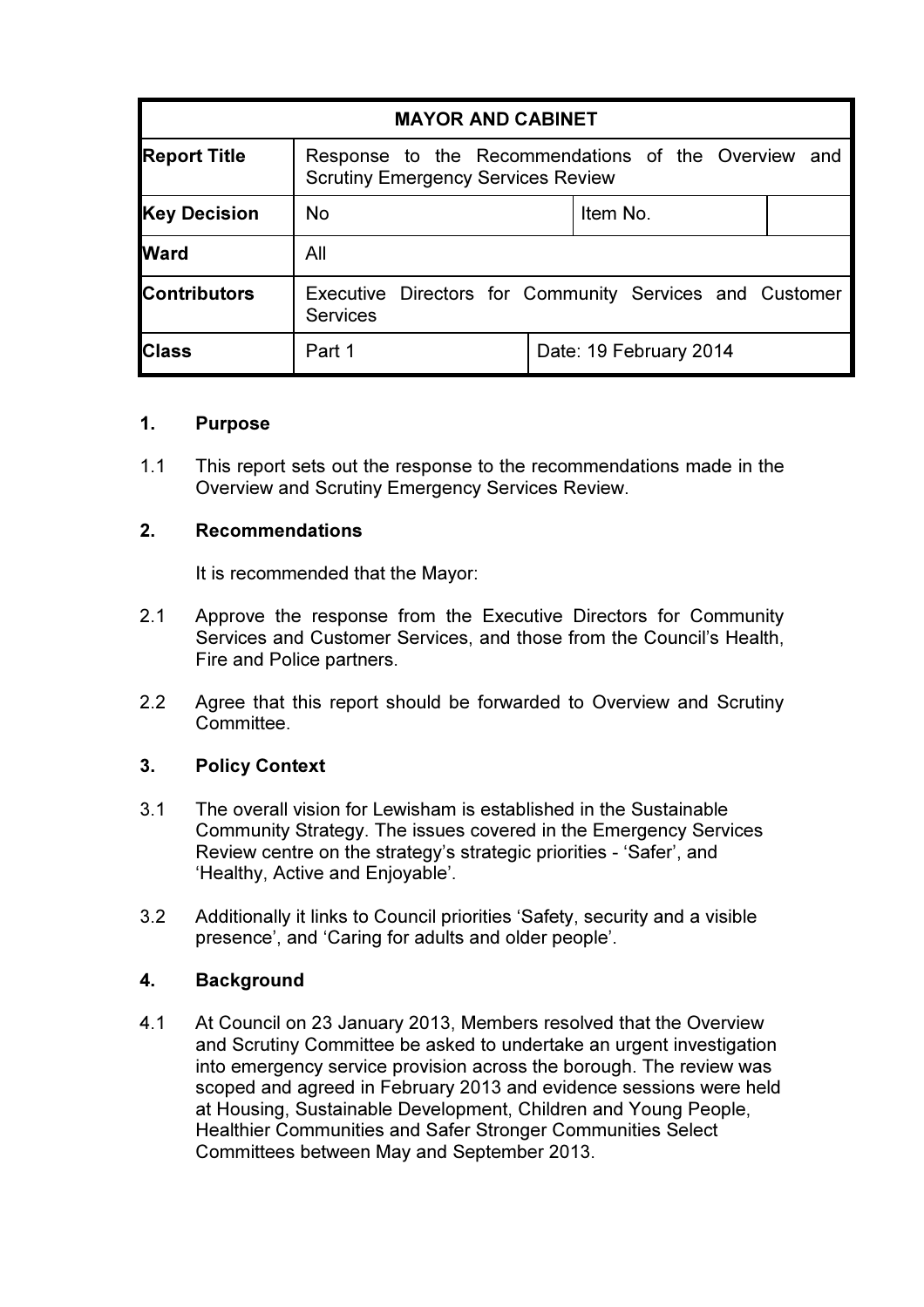| MAYOR AND CABINET | | | |
|---|---|---|---|
| **Report Title** | Response to the Recommendations of the Overview and Scrutiny Emergency Services Review | | |
| **Key Decision** | No | Item No. | |
| **Ward** | All | | |
| **Contributors** | Executive Directors for Community Services and Customer Services | | |
| **Class** | Part 1 | Date: 19 February 2014 | |

## 1. Purpose

1.1 This report sets out the response to the recommendations made in the Overview and Scrutiny Emergency Services Review.

## 2. Recommendations

It is recommended that the Mayor:

2.1 Approve the response from the Executive Directors for Community Services and Customer Services, and those from the Council's Health, Fire and Police partners.

2.2 Agree that this report should be forwarded to Overview and Scrutiny Committee.

## 3. Policy Context

3.1 The overall vision for Lewisham is established in the Sustainable Community Strategy. The issues covered in the Emergency Services Review centre on the strategy's strategic priorities - 'Safer', and 'Healthy, Active and Enjoyable'.

3.2 Additionally it links to Council priorities 'Safety, security and a visible presence', and 'Caring for adults and older people'.

## 4. Background

4.1 At Council on 23 January 2013, Members resolved that the Overview and Scrutiny Committee be asked to undertake an urgent investigation into emergency service provision across the borough. The review was scoped and agreed in February 2013 and evidence sessions were held at Housing, Sustainable Development, Children and Young People, Healthier Communities and Safer Stronger Communities Select Committees between May and September 2013.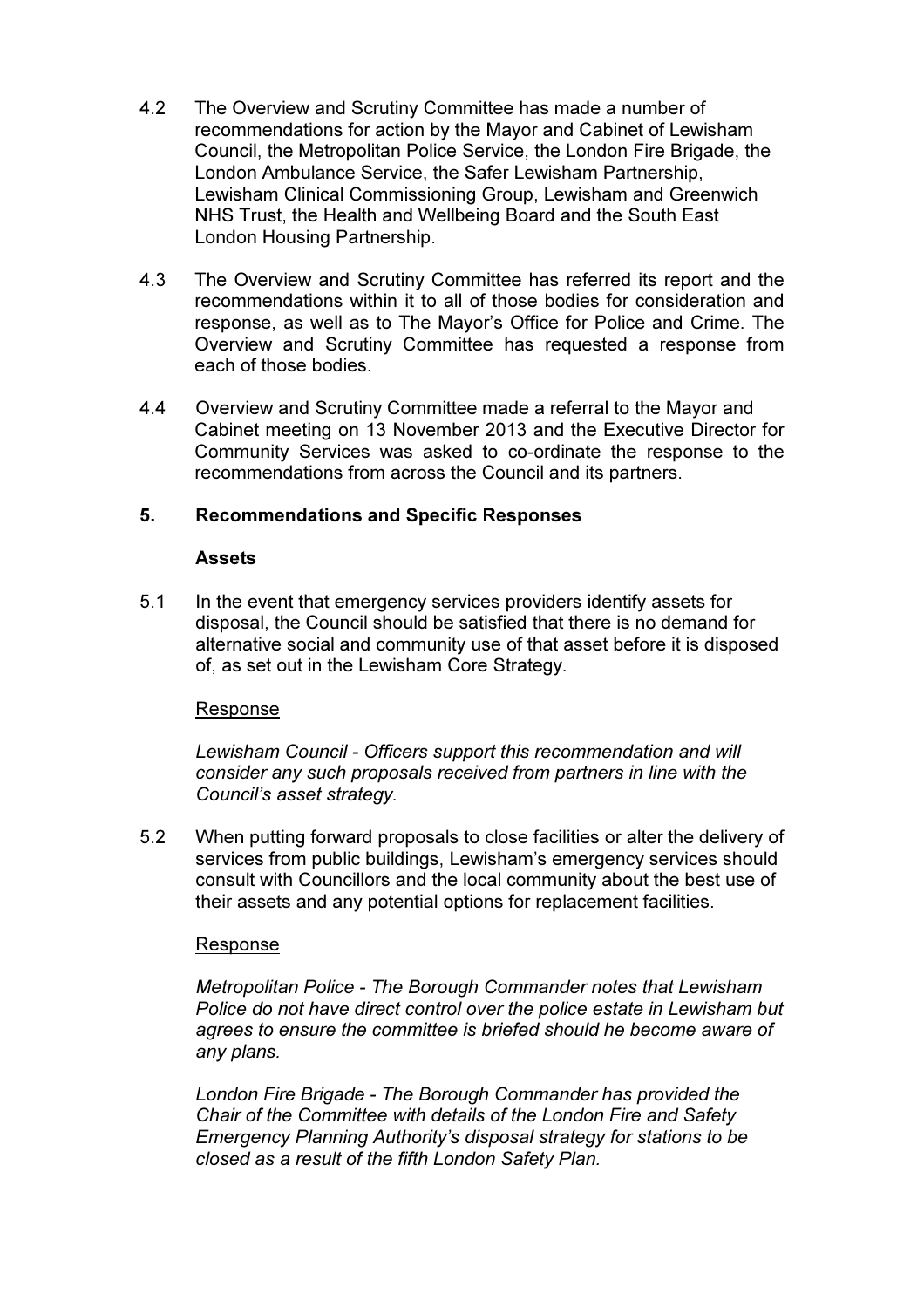4.2 The Overview and Scrutiny Committee has made a number of recommendations for action by the Mayor and Cabinet of Lewisham Council, the Metropolitan Police Service, the London Fire Brigade, the London Ambulance Service, the Safer Lewisham Partnership, Lewisham Clinical Commissioning Group, Lewisham and Greenwich NHS Trust, the Health and Wellbeing Board and the South East London Housing Partnership.

4.3 The Overview and Scrutiny Committee has referred its report and the recommendations within it to all of those bodies for consideration and response, as well as to The Mayor's Office for Police and Crime. The Overview and Scrutiny Committee has requested a response from each of those bodies.

4.4 Overview and Scrutiny Committee made a referral to the Mayor and Cabinet meeting on 13 November 2013 and the Executive Director for Community Services was asked to co-ordinate the response to the recommendations from across the Council and its partners.

## 5. Recommendations and Specific Responses

### Assets

5.1 In the event that emergency services providers identify assets for disposal, the Council should be satisfied that there is no demand for alternative social and community use of that asset before it is disposed of, as set out in the Lewisham Core Strategy.

Response

*Lewisham Council - Officers support this recommendation and will consider any such proposals received from partners in line with the Council's asset strategy.*

5.2 When putting forward proposals to close facilities or alter the delivery of services from public buildings, Lewisham's emergency services should consult with Councillors and the local community about the best use of their assets and any potential options for replacement facilities.

Response

*Metropolitan Police - The Borough Commander notes that Lewisham Police do not have direct control over the police estate in Lewisham but agrees to ensure the committee is briefed should he become aware of any plans.*

*London Fire Brigade - The Borough Commander has provided the Chair of the Committee with details of the London Fire and Safety Emergency Planning Authority's disposal strategy for stations to be closed as a result of the fifth London Safety Plan.*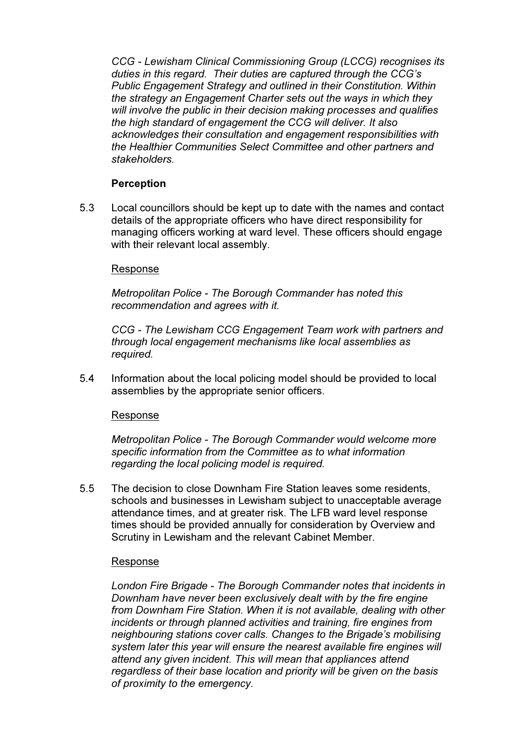*CCG - Lewisham Clinical Commissioning Group (LCCG) recognises its duties in this regard. Their duties are captured through the CCG's Public Engagement Strategy and outlined in their Constitution. Within the strategy an Engagement Charter sets out the ways in which they will involve the public in their decision making processes and qualifies the high standard of engagement the CCG will deliver. It also acknowledges their consultation and engagement responsibilities with the Healthier Communities Select Committee and other partners and stakeholders.*

**Perception**

5.3 Local councillors should be kept up to date with the names and contact details of the appropriate officers who have direct responsibility for managing officers working at ward level. These officers should engage with their relevant local assembly.

Response

*Metropolitan Police - The Borough Commander has noted this recommendation and agrees with it.*

*CCG - The Lewisham CCG Engagement Team work with partners and through local engagement mechanisms like local assemblies as required.*

5.4 Information about the local policing model should be provided to local assemblies by the appropriate senior officers.

Response

*Metropolitan Police - The Borough Commander would welcome more specific information from the Committee as to what information regarding the local policing model is required.*

5.5 The decision to close Downham Fire Station leaves some residents, schools and businesses in Lewisham subject to unacceptable average attendance times, and at greater risk. The LFB ward level response times should be provided annually for consideration by Overview and Scrutiny in Lewisham and the relevant Cabinet Member.

Response

*London Fire Brigade - The Borough Commander notes that incidents in Downham have never been exclusively dealt with by the fire engine from Downham Fire Station. When it is not available, dealing with other incidents or through planned activities and training, fire engines from neighbouring stations cover calls. Changes to the Brigade's mobilising system later this year will ensure the nearest available fire engines will attend any given incident. This will mean that appliances attend regardless of their base location and priority will be given on the basis of proximity to the emergency.*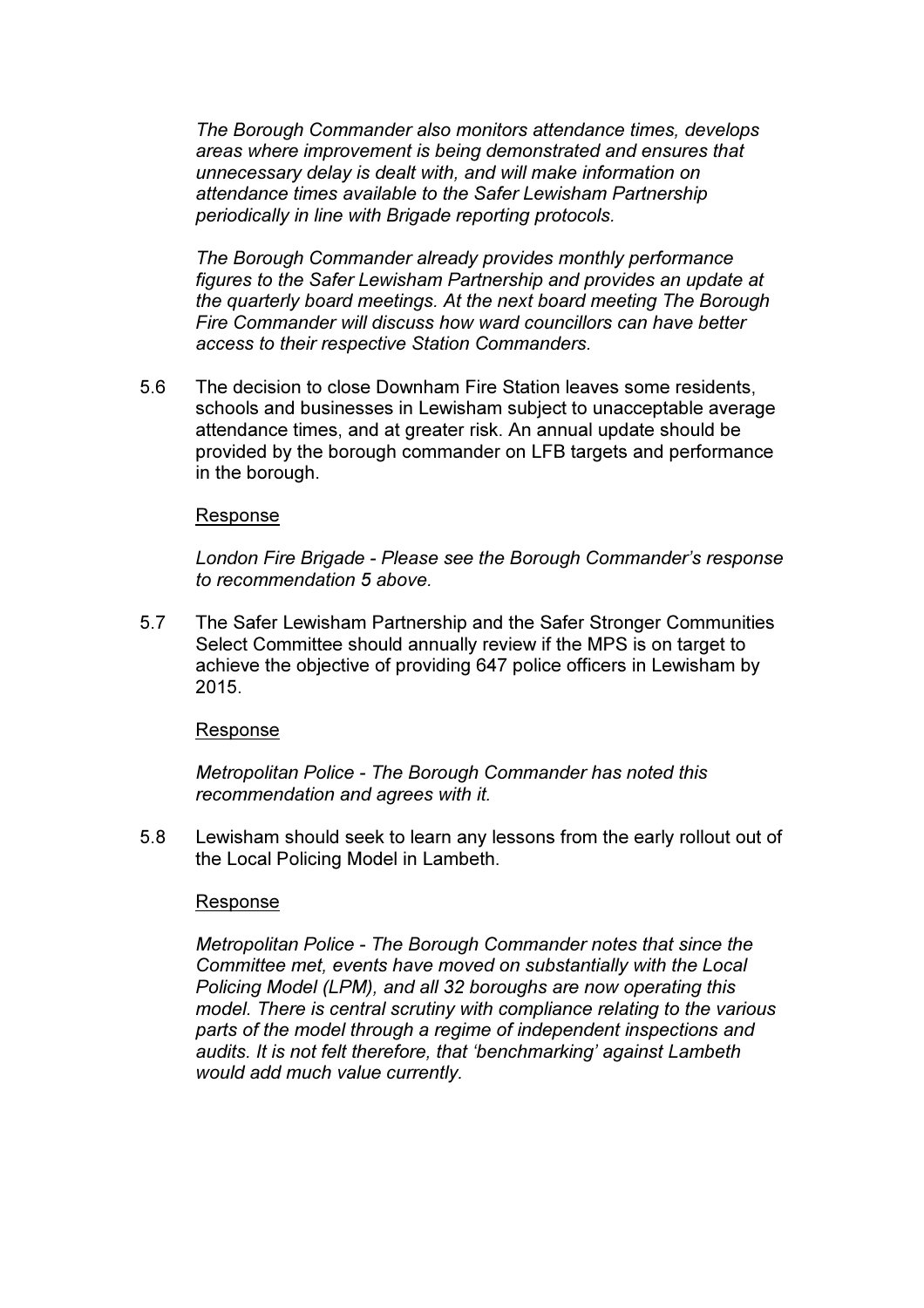*The Borough Commander also monitors attendance times, develops areas where improvement is being demonstrated and ensures that unnecessary delay is dealt with, and will make information on attendance times available to the Safer Lewisham Partnership periodically in line with Brigade reporting protocols.*

*The Borough Commander already provides monthly performance figures to the Safer Lewisham Partnership and provides an update at the quarterly board meetings. At the next board meeting The Borough Fire Commander will discuss how ward councillors can have better access to their respective Station Commanders.*

5.6 The decision to close Downham Fire Station leaves some residents, schools and businesses in Lewisham subject to unacceptable average attendance times, and at greater risk. An annual update should be provided by the borough commander on LFB targets and performance in the borough.

Response

*London Fire Brigade - Please see the Borough Commander's response to recommendation 5 above.*

5.7 The Safer Lewisham Partnership and the Safer Stronger Communities Select Committee should annually review if the MPS is on target to achieve the objective of providing 647 police officers in Lewisham by 2015.

Response

*Metropolitan Police - The Borough Commander has noted this recommendation and agrees with it.*

5.8 Lewisham should seek to learn any lessons from the early rollout out of the Local Policing Model in Lambeth.

Response

*Metropolitan Police - The Borough Commander notes that since the Committee met, events have moved on substantially with the Local Policing Model (LPM), and all 32 boroughs are now operating this model. There is central scrutiny with compliance relating to the various parts of the model through a regime of independent inspections and audits. It is not felt therefore, that 'benchmarking' against Lambeth would add much value currently.*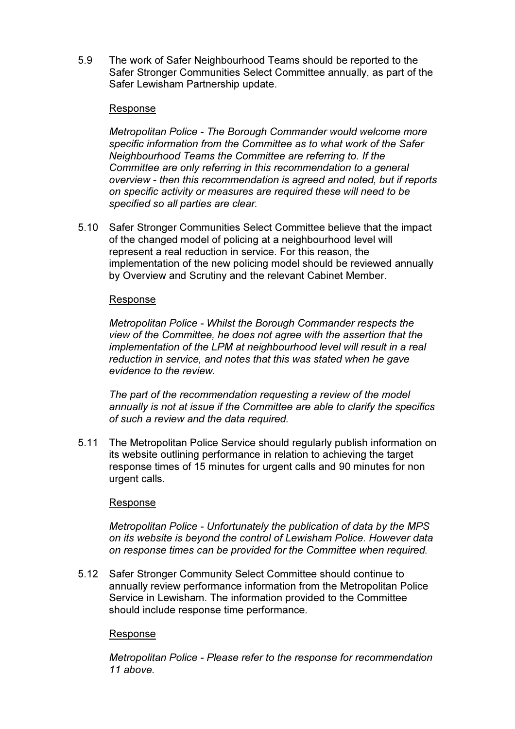5.9 The work of Safer Neighbourhood Teams should be reported to the Safer Stronger Communities Select Committee annually, as part of the Safer Lewisham Partnership update.

Response

*Metropolitan Police - The Borough Commander would welcome more specific information from the Committee as to what work of the Safer Neighbourhood Teams the Committee are referring to. If the Committee are only referring in this recommendation to a general overview - then this recommendation is agreed and noted, but if reports on specific activity or measures are required these will need to be specified so all parties are clear.*

5.10 Safer Stronger Communities Select Committee believe that the impact of the changed model of policing at a neighbourhood level will represent a real reduction in service. For this reason, the implementation of the new policing model should be reviewed annually by Overview and Scrutiny and the relevant Cabinet Member.

Response

*Metropolitan Police - Whilst the Borough Commander respects the view of the Committee, he does not agree with the assertion that the implementation of the LPM at neighbourhood level will result in a real reduction in service, and notes that this was stated when he gave evidence to the review.*

*The part of the recommendation requesting a review of the model annually is not at issue if the Committee are able to clarify the specifics of such a review and the data required.*

5.11 The Metropolitan Police Service should regularly publish information on its website outlining performance in relation to achieving the target response times of 15 minutes for urgent calls and 90 minutes for non urgent calls.

Response

*Metropolitan Police - Unfortunately the publication of data by the MPS on its website is beyond the control of Lewisham Police. However data on response times can be provided for the Committee when required.*

5.12 Safer Stronger Community Select Committee should continue to annually review performance information from the Metropolitan Police Service in Lewisham. The information provided to the Committee should include response time performance.

Response

*Metropolitan Police - Please refer to the response for recommendation 11 above.*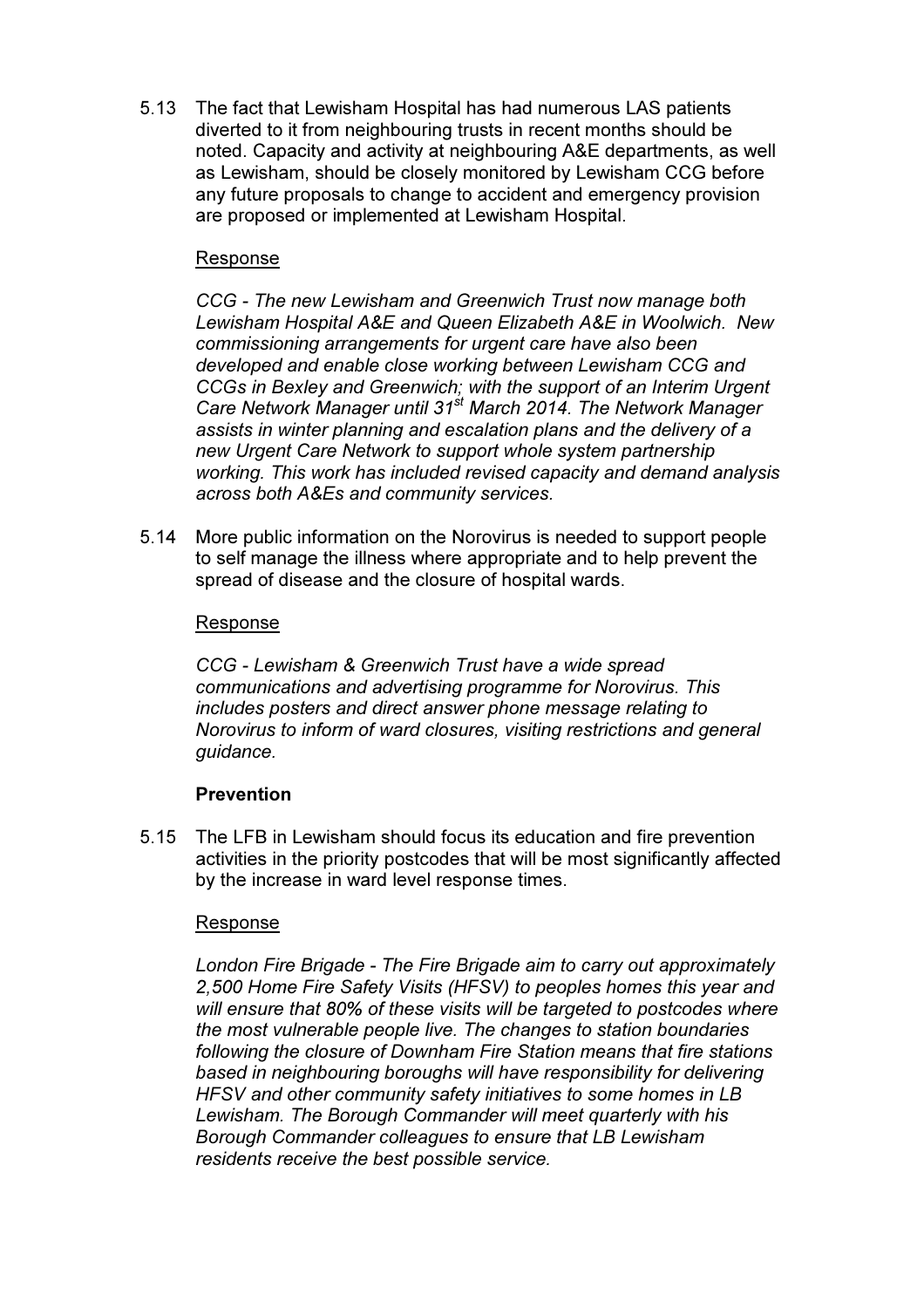5.13 The fact that Lewisham Hospital has had numerous LAS patients diverted to it from neighbouring trusts in recent months should be noted. Capacity and activity at neighbouring A&E departments, as well as Lewisham, should be closely monitored by Lewisham CCG before any future proposals to change to accident and emergency provision are proposed or implemented at Lewisham Hospital.

Response

*CCG - The new Lewisham and Greenwich Trust now manage both Lewisham Hospital A&E and Queen Elizabeth A&E in Woolwich. New commissioning arrangements for urgent care have also been developed and enable close working between Lewisham CCG and CCGs in Bexley and Greenwich; with the support of an Interim Urgent Care Network Manager until 31st March 2014. The Network Manager assists in winter planning and escalation plans and the delivery of a new Urgent Care Network to support whole system partnership working. This work has included revised capacity and demand analysis across both A&Es and community services.*

5.14 More public information on the Norovirus is needed to support people to self manage the illness where appropriate and to help prevent the spread of disease and the closure of hospital wards.

Response

*CCG - Lewisham & Greenwich Trust have a wide spread communications and advertising programme for Norovirus. This includes posters and direct answer phone message relating to Norovirus to inform of ward closures, visiting restrictions and general guidance.*

**Prevention**

5.15 The LFB in Lewisham should focus its education and fire prevention activities in the priority postcodes that will be most significantly affected by the increase in ward level response times.

Response

*London Fire Brigade - The Fire Brigade aim to carry out approximately 2,500 Home Fire Safety Visits (HFSV) to peoples homes this year and will ensure that 80% of these visits will be targeted to postcodes where the most vulnerable people live. The changes to station boundaries following the closure of Downham Fire Station means that fire stations based in neighbouring boroughs will have responsibility for delivering HFSV and other community safety initiatives to some homes in LB Lewisham. The Borough Commander will meet quarterly with his Borough Commander colleagues to ensure that LB Lewisham residents receive the best possible service.*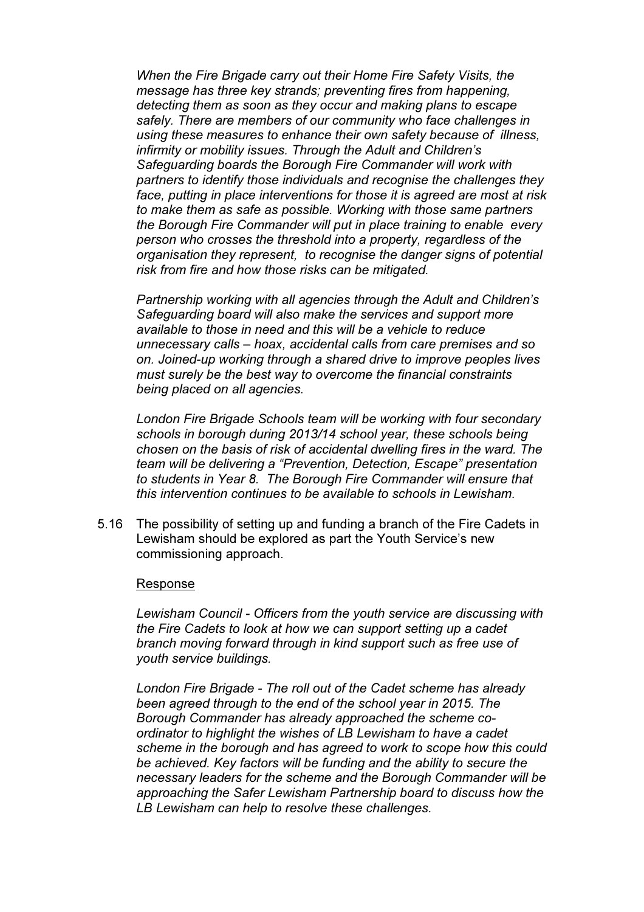*When the Fire Brigade carry out their Home Fire Safety Visits, the message has three key strands; preventing fires from happening, detecting them as soon as they occur and making plans to escape safely. There are members of our community who face challenges in using these measures to enhance their own safety because of illness, infirmity or mobility issues. Through the Adult and Children's Safeguarding boards the Borough Fire Commander will work with partners to identify those individuals and recognise the challenges they face, putting in place interventions for those it is agreed are most at risk to make them as safe as possible. Working with those same partners the Borough Fire Commander will put in place training to enable every person who crosses the threshold into a property, regardless of the organisation they represent, to recognise the danger signs of potential risk from fire and how those risks can be mitigated.*

*Partnership working with all agencies through the Adult and Children's Safeguarding board will also make the services and support more available to those in need and this will be a vehicle to reduce unnecessary calls – hoax, accidental calls from care premises and so on. Joined-up working through a shared drive to improve peoples lives must surely be the best way to overcome the financial constraints being placed on all agencies.*

*London Fire Brigade Schools team will be working with four secondary schools in borough during 2013/14 school year, these schools being chosen on the basis of risk of accidental dwelling fires in the ward. The team will be delivering a "Prevention, Detection, Escape" presentation to students in Year 8. The Borough Fire Commander will ensure that this intervention continues to be available to schools in Lewisham.*

5.16 The possibility of setting up and funding a branch of the Fire Cadets in Lewisham should be explored as part the Youth Service's new commissioning approach.

Response

*Lewisham Council - Officers from the youth service are discussing with the Fire Cadets to look at how we can support setting up a cadet branch moving forward through in kind support such as free use of youth service buildings.*

*London Fire Brigade - The roll out of the Cadet scheme has already been agreed through to the end of the school year in 2015. The Borough Commander has already approached the scheme co-ordinator to highlight the wishes of LB Lewisham to have a cadet scheme in the borough and has agreed to work to scope how this could be achieved. Key factors will be funding and the ability to secure the necessary leaders for the scheme and the Borough Commander will be approaching the Safer Lewisham Partnership board to discuss how the LB Lewisham can help to resolve these challenges.*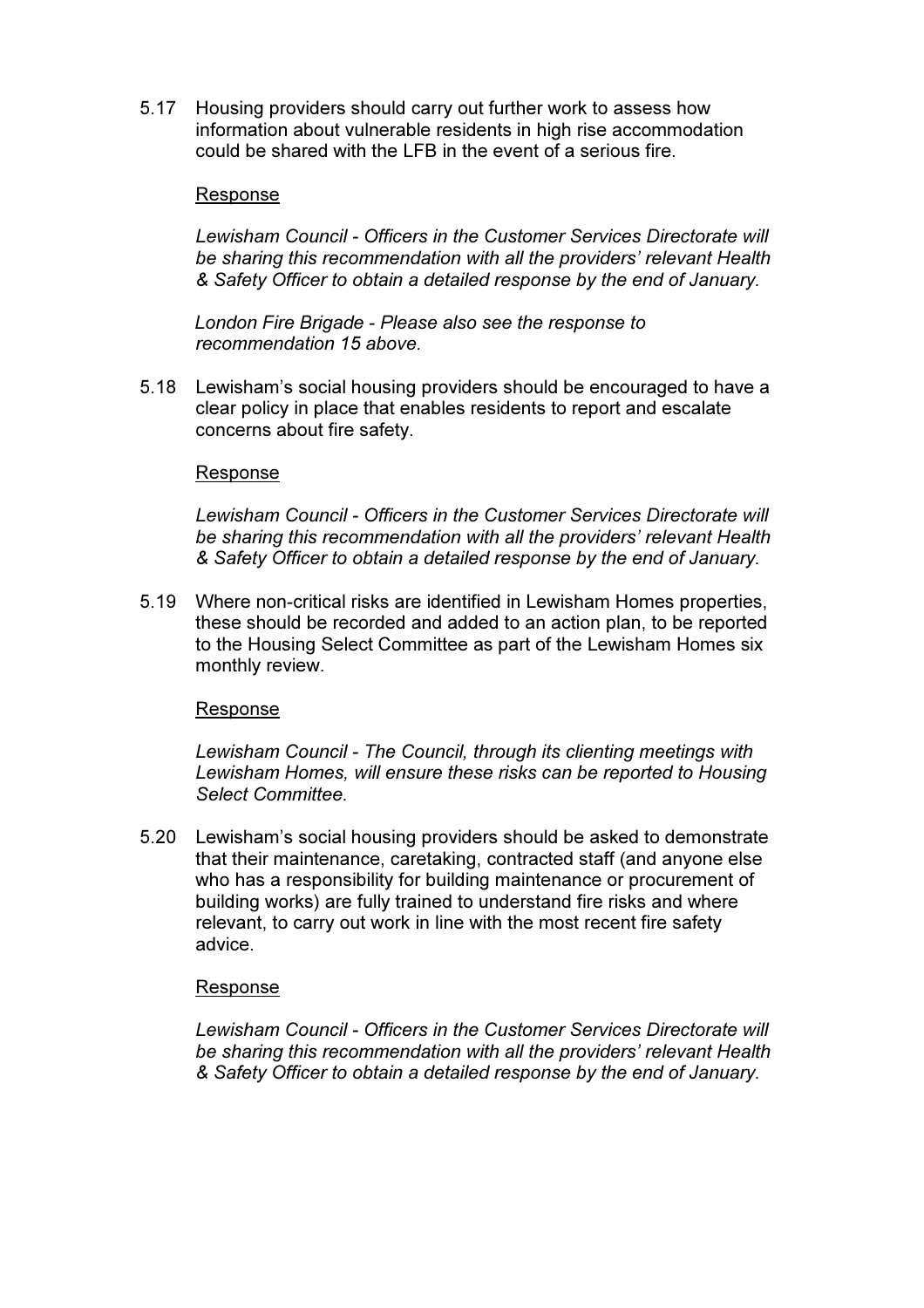5.17 Housing providers should carry out further work to assess how information about vulnerable residents in high rise accommodation could be shared with the LFB in the event of a serious fire.

Response

*Lewisham Council - Officers in the Customer Services Directorate will be sharing this recommendation with all the providers' relevant Health & Safety Officer to obtain a detailed response by the end of January.*

*London Fire Brigade - Please also see the response to recommendation 15 above.*

5.18 Lewisham's social housing providers should be encouraged to have a clear policy in place that enables residents to report and escalate concerns about fire safety.

Response

*Lewisham Council - Officers in the Customer Services Directorate will be sharing this recommendation with all the providers' relevant Health & Safety Officer to obtain a detailed response by the end of January.*

5.19 Where non-critical risks are identified in Lewisham Homes properties, these should be recorded and added to an action plan, to be reported to the Housing Select Committee as part of the Lewisham Homes six monthly review.

Response

*Lewisham Council - The Council, through its clienting meetings with Lewisham Homes, will ensure these risks can be reported to Housing Select Committee.*

5.20 Lewisham's social housing providers should be asked to demonstrate that their maintenance, caretaking, contracted staff (and anyone else who has a responsibility for building maintenance or procurement of building works) are fully trained to understand fire risks and where relevant, to carry out work in line with the most recent fire safety advice.

Response

*Lewisham Council - Officers in the Customer Services Directorate will be sharing this recommendation with all the providers' relevant Health & Safety Officer to obtain a detailed response by the end of January.*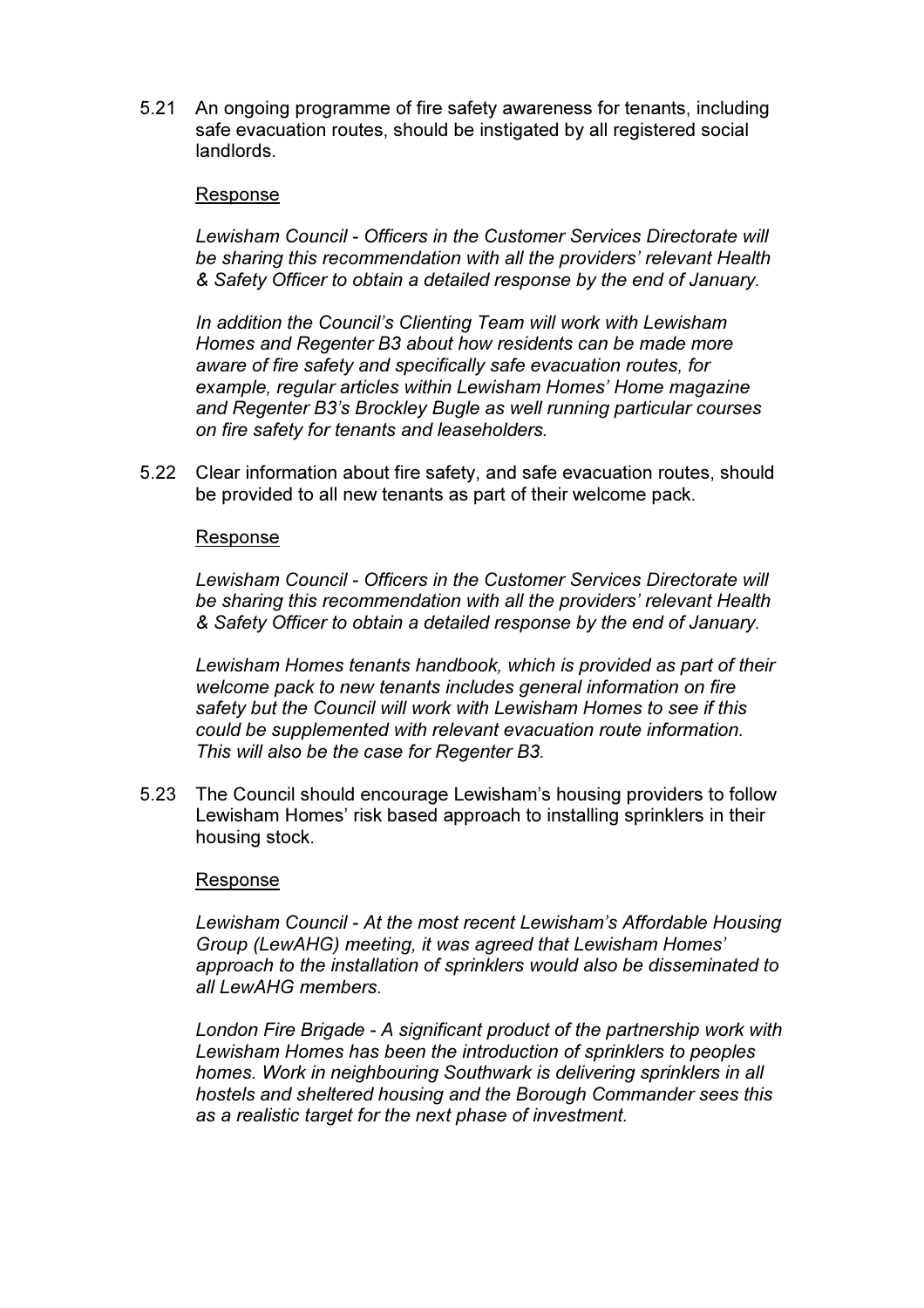5.21 An ongoing programme of fire safety awareness for tenants, including safe evacuation routes, should be instigated by all registered social landlords.

<u>Response</u>

*Lewisham Council - Officers in the Customer Services Directorate will be sharing this recommendation with all the providers' relevant Health & Safety Officer to obtain a detailed response by the end of January.*

*In addition the Council's Clienting Team will work with Lewisham Homes and Regenter B3 about how residents can be made more aware of fire safety and specifically safe evacuation routes, for example, regular articles within Lewisham Homes' Home magazine and Regenter B3's Brockley Bugle as well running particular courses on fire safety for tenants and leaseholders.*

5.22 Clear information about fire safety, and safe evacuation routes, should be provided to all new tenants as part of their welcome pack.

<u>Response</u>

*Lewisham Council - Officers in the Customer Services Directorate will be sharing this recommendation with all the providers' relevant Health & Safety Officer to obtain a detailed response by the end of January.*

*Lewisham Homes tenants handbook, which is provided as part of their welcome pack to new tenants includes general information on fire safety but the Council will work with Lewisham Homes to see if this could be supplemented with relevant evacuation route information. This will also be the case for Regenter B3.*

5.23 The Council should encourage Lewisham's housing providers to follow Lewisham Homes' risk based approach to installing sprinklers in their housing stock.

<u>Response</u>

*Lewisham Council - At the most recent Lewisham's Affordable Housing Group (LewAHG) meeting, it was agreed that Lewisham Homes' approach to the installation of sprinklers would also be disseminated to all LewAHG members.*

*London Fire Brigade - A significant product of the partnership work with Lewisham Homes has been the introduction of sprinklers to peoples homes. Work in neighbouring Southwark is delivering sprinklers in all hostels and sheltered housing and the Borough Commander sees this as a realistic target for the next phase of investment.*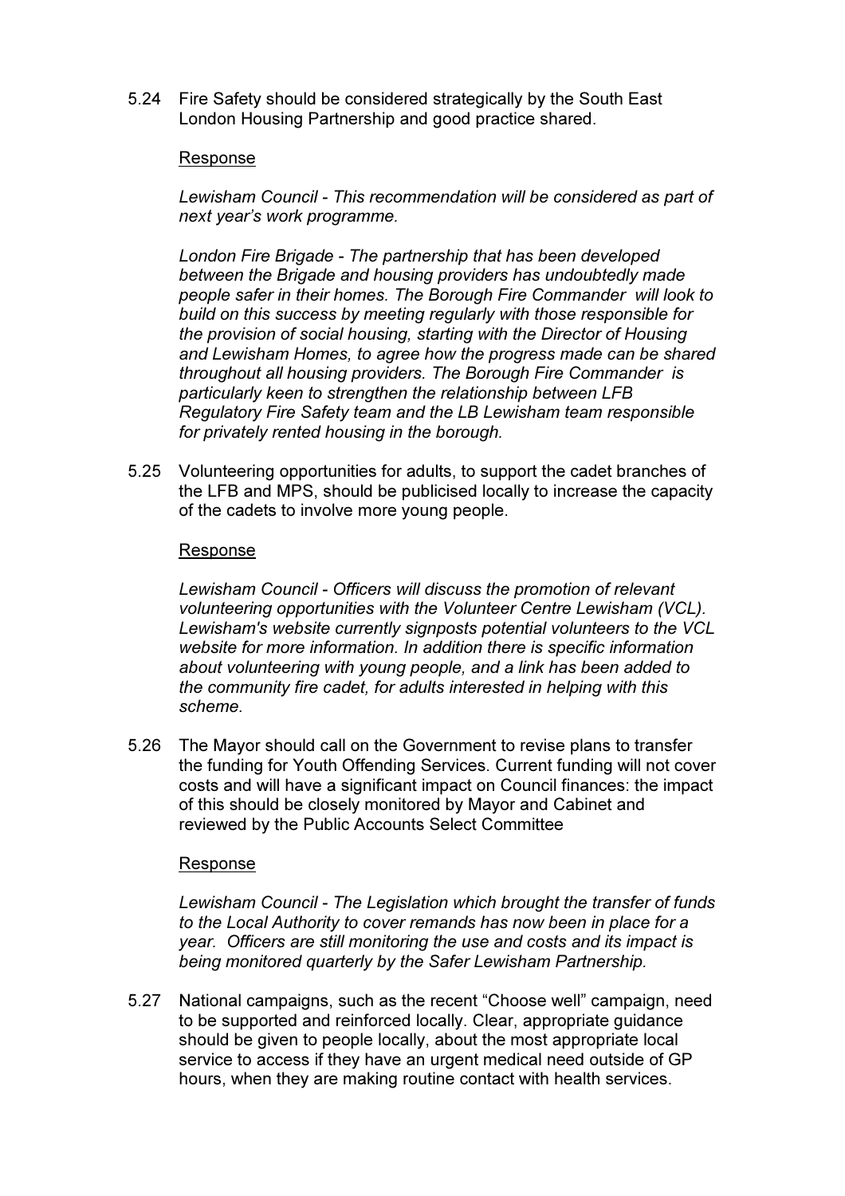5.24 Fire Safety should be considered strategically by the South East London Housing Partnership and good practice shared.

Response

*Lewisham Council - This recommendation will be considered as part of next year's work programme.*

*London Fire Brigade - The partnership that has been developed between the Brigade and housing providers has undoubtedly made people safer in their homes. The Borough Fire Commander will look to build on this success by meeting regularly with those responsible for the provision of social housing, starting with the Director of Housing and Lewisham Homes, to agree how the progress made can be shared throughout all housing providers. The Borough Fire Commander is particularly keen to strengthen the relationship between LFB Regulatory Fire Safety team and the LB Lewisham team responsible for privately rented housing in the borough.*

5.25 Volunteering opportunities for adults, to support the cadet branches of the LFB and MPS, should be publicised locally to increase the capacity of the cadets to involve more young people.

Response

*Lewisham Council - Officers will discuss the promotion of relevant volunteering opportunities with the Volunteer Centre Lewisham (VCL). Lewisham's website currently signposts potential volunteers to the VCL website for more information. In addition there is specific information about volunteering with young people, and a link has been added to the community fire cadet, for adults interested in helping with this scheme.*

5.26 The Mayor should call on the Government to revise plans to transfer the funding for Youth Offending Services. Current funding will not cover costs and will have a significant impact on Council finances: the impact of this should be closely monitored by Mayor and Cabinet and reviewed by the Public Accounts Select Committee

Response

*Lewisham Council - The Legislation which brought the transfer of funds to the Local Authority to cover remands has now been in place for a year. Officers are still monitoring the use and costs and its impact is being monitored quarterly by the Safer Lewisham Partnership.*

5.27 National campaigns, such as the recent "Choose well" campaign, need to be supported and reinforced locally. Clear, appropriate guidance should be given to people locally, about the most appropriate local service to access if they have an urgent medical need outside of GP hours, when they are making routine contact with health services.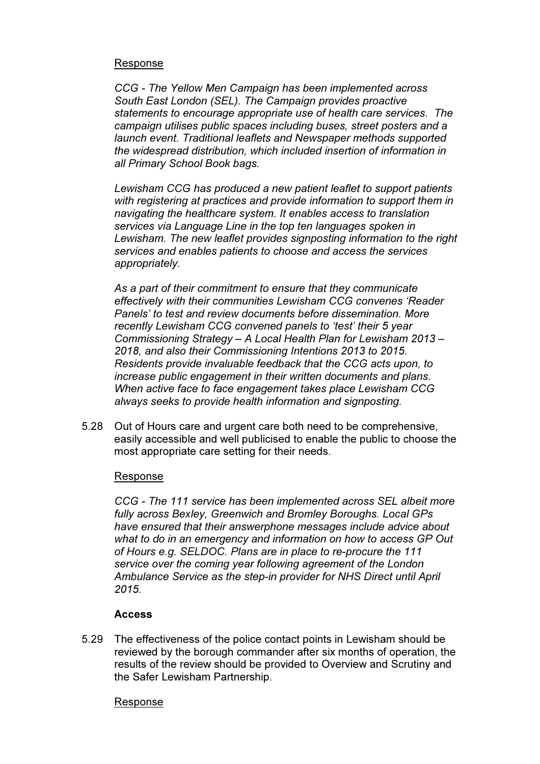Response

*CCG - The Yellow Men Campaign has been implemented across South East London (SEL). The Campaign provides proactive statements to encourage appropriate use of health care services. The campaign utilises public spaces including buses, street posters and a launch event. Traditional leaflets and Newspaper methods supported the widespread distribution, which included insertion of information in all Primary School Book bags.*

*Lewisham CCG has produced a new patient leaflet to support patients with registering at practices and provide information to support them in navigating the healthcare system. It enables access to translation services via Language Line in the top ten languages spoken in Lewisham. The new leaflet provides signposting information to the right services and enables patients to choose and access the services appropriately.*

*As a part of their commitment to ensure that they communicate effectively with their communities Lewisham CCG convenes 'Reader Panels' to test and review documents before dissemination. More recently Lewisham CCG convened panels to 'test' their 5 year Commissioning Strategy – A Local Health Plan for Lewisham 2013 – 2018, and also their Commissioning Intentions 2013 to 2015. Residents provide invaluable feedback that the CCG acts upon, to increase public engagement in their written documents and plans. When active face to face engagement takes place Lewisham CCG always seeks to provide health information and signposting.*

5.28 Out of Hours care and urgent care both need to be comprehensive, easily accessible and well publicised to enable the public to choose the most appropriate care setting for their needs.

Response

*CCG - The 111 service has been implemented across SEL albeit more fully across Bexley, Greenwich and Bromley Boroughs. Local GPs have ensured that their answerphone messages include advice about what to do in an emergency and information on how to access GP Out of Hours e.g. SELDOC. Plans are in place to re-procure the 111 service over the coming year following agreement of the London Ambulance Service as the step-in provider for NHS Direct until April 2015.*

**Access**

5.29 The effectiveness of the police contact points in Lewisham should be reviewed by the borough commander after six months of operation, the results of the review should be provided to Overview and Scrutiny and the Safer Lewisham Partnership.

Response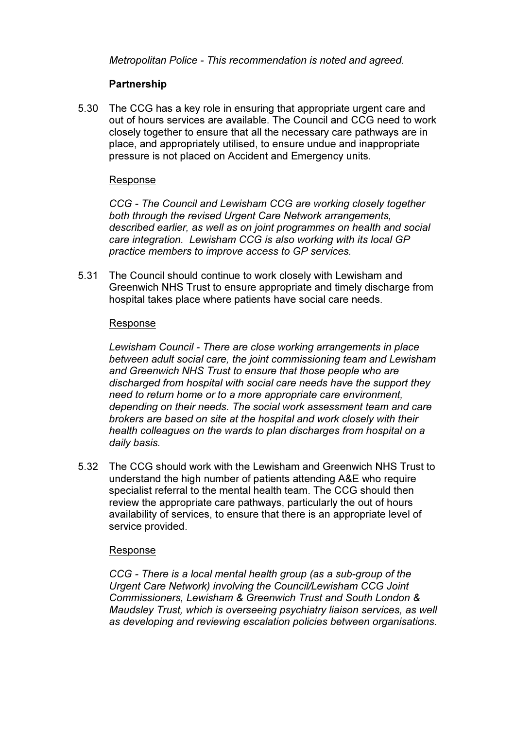*Metropolitan Police - This recommendation is noted and agreed.*

**Partnership**

5.30 The CCG has a key role in ensuring that appropriate urgent care and out of hours services are available. The Council and CCG need to work closely together to ensure that all the necessary care pathways are in place, and appropriately utilised, to ensure undue and inappropriate pressure is not placed on Accident and Emergency units.

Response

*CCG - The Council and Lewisham CCG are working closely together both through the revised Urgent Care Network arrangements, described earlier, as well as on joint programmes on health and social care integration. Lewisham CCG is also working with its local GP practice members to improve access to GP services.*

5.31 The Council should continue to work closely with Lewisham and Greenwich NHS Trust to ensure appropriate and timely discharge from hospital takes place where patients have social care needs.

Response

*Lewisham Council - There are close working arrangements in place between adult social care, the joint commissioning team and Lewisham and Greenwich NHS Trust to ensure that those people who are discharged from hospital with social care needs have the support they need to return home or to a more appropriate care environment, depending on their needs. The social work assessment team and care brokers are based on site at the hospital and work closely with their health colleagues on the wards to plan discharges from hospital on a daily basis.*

5.32 The CCG should work with the Lewisham and Greenwich NHS Trust to understand the high number of patients attending A&E who require specialist referral to the mental health team. The CCG should then review the appropriate care pathways, particularly the out of hours availability of services, to ensure that there is an appropriate level of service provided.

Response

*CCG - There is a local mental health group (as a sub-group of the Urgent Care Network) involving the Council/Lewisham CCG Joint Commissioners, Lewisham & Greenwich Trust and South London & Maudsley Trust, which is overseeing psychiatry liaison services, as well as developing and reviewing escalation policies between organisations.*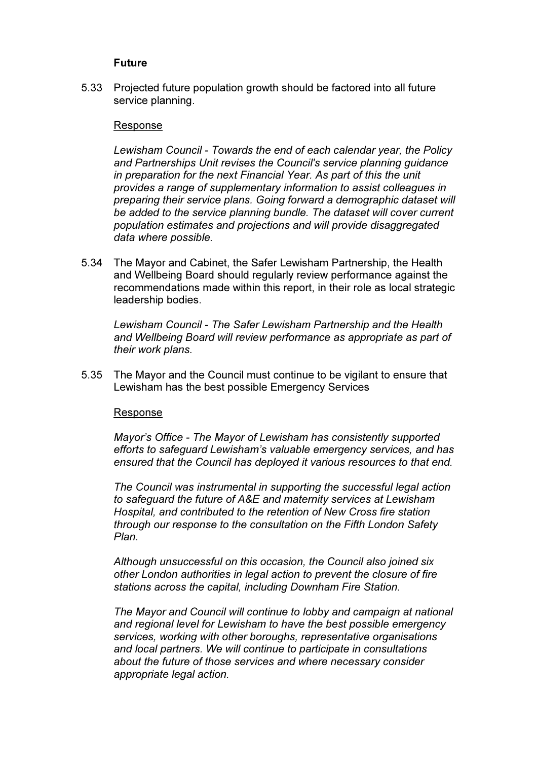**Future**

5.33 Projected future population growth should be factored into all future service planning.

Response

*Lewisham Council - Towards the end of each calendar year, the Policy and Partnerships Unit revises the Council's service planning guidance in preparation for the next Financial Year. As part of this the unit provides a range of supplementary information to assist colleagues in preparing their service plans. Going forward a demographic dataset will be added to the service planning bundle. The dataset will cover current population estimates and projections and will provide disaggregated data where possible.*

5.34 The Mayor and Cabinet, the Safer Lewisham Partnership, the Health and Wellbeing Board should regularly review performance against the recommendations made within this report, in their role as local strategic leadership bodies.

*Lewisham Council - The Safer Lewisham Partnership and the Health and Wellbeing Board will review performance as appropriate as part of their work plans.*

5.35 The Mayor and the Council must continue to be vigilant to ensure that Lewisham has the best possible Emergency Services

Response

*Mayor's Office - The Mayor of Lewisham has consistently supported efforts to safeguard Lewisham's valuable emergency services, and has ensured that the Council has deployed it various resources to that end.*

*The Council was instrumental in supporting the successful legal action to safeguard the future of A&E and maternity services at Lewisham Hospital, and contributed to the retention of New Cross fire station through our response to the consultation on the Fifth London Safety Plan.*

*Although unsuccessful on this occasion, the Council also joined six other London authorities in legal action to prevent the closure of fire stations across the capital, including Downham Fire Station.*

*The Mayor and Council will continue to lobby and campaign at national and regional level for Lewisham to have the best possible emergency services, working with other boroughs, representative organisations and local partners. We will continue to participate in consultations about the future of those services and where necessary consider appropriate legal action.*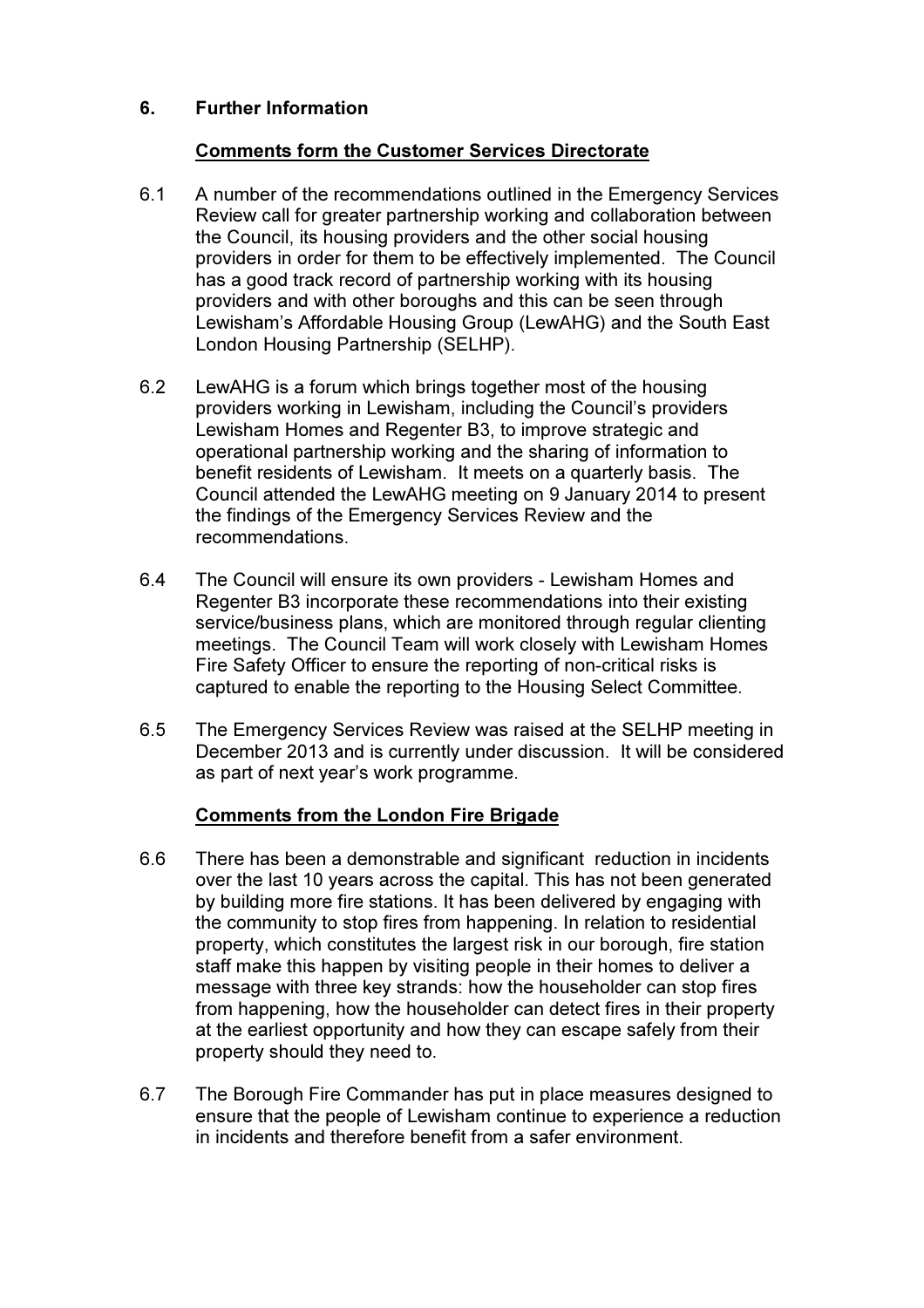## 6. Further Information

### Comments form the Customer Services Directorate

6.1 A number of the recommendations outlined in the Emergency Services Review call for greater partnership working and collaboration between the Council, its housing providers and the other social housing providers in order for them to be effectively implemented. The Council has a good track record of partnership working with its housing providers and with other boroughs and this can be seen through Lewisham's Affordable Housing Group (LewAHG) and the South East London Housing Partnership (SELHP).

6.2 LewAHG is a forum which brings together most of the housing providers working in Lewisham, including the Council's providers Lewisham Homes and Regenter B3, to improve strategic and operational partnership working and the sharing of information to benefit residents of Lewisham. It meets on a quarterly basis. The Council attended the LewAHG meeting on 9 January 2014 to present the findings of the Emergency Services Review and the recommendations.

6.4 The Council will ensure its own providers - Lewisham Homes and Regenter B3 incorporate these recommendations into their existing service/business plans, which are monitored through regular clienting meetings. The Council Team will work closely with Lewisham Homes Fire Safety Officer to ensure the reporting of non-critical risks is captured to enable the reporting to the Housing Select Committee.

6.5 The Emergency Services Review was raised at the SELHP meeting in December 2013 and is currently under discussion. It will be considered as part of next year's work programme.

### Comments from the London Fire Brigade

6.6 There has been a demonstrable and significant reduction in incidents over the last 10 years across the capital. This has not been generated by building more fire stations. It has been delivered by engaging with the community to stop fires from happening. In relation to residential property, which constitutes the largest risk in our borough, fire station staff make this happen by visiting people in their homes to deliver a message with three key strands: how the householder can stop fires from happening, how the householder can detect fires in their property at the earliest opportunity and how they can escape safely from their property should they need to.

6.7 The Borough Fire Commander has put in place measures designed to ensure that the people of Lewisham continue to experience a reduction in incidents and therefore benefit from a safer environment.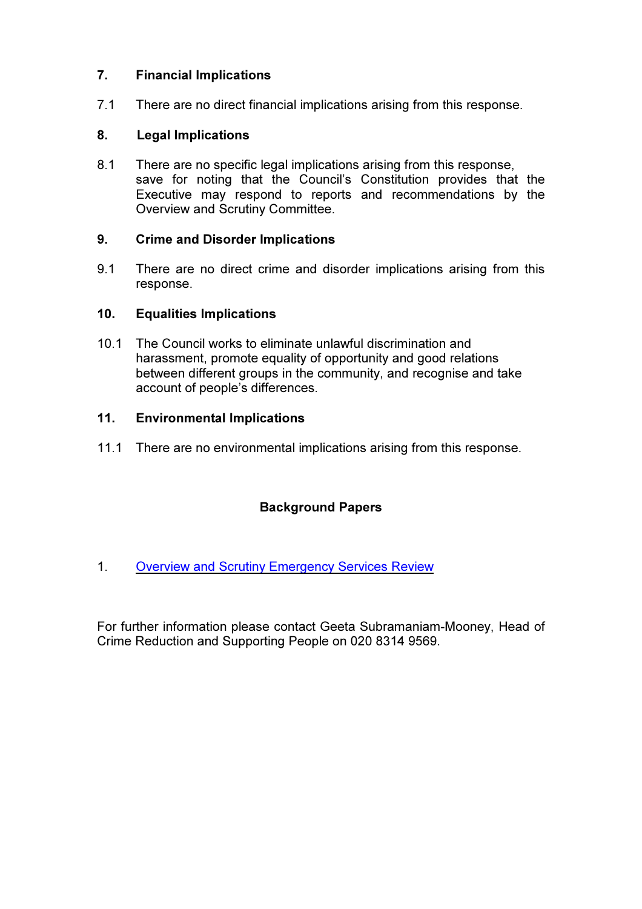## 7. Financial Implications

7.1 There are no direct financial implications arising from this response.

## 8. Legal Implications

8.1 There are no specific legal implications arising from this response, save for noting that the Council's Constitution provides that the Executive may respond to reports and recommendations by the Overview and Scrutiny Committee.

## 9. Crime and Disorder Implications

9.1 There are no direct crime and disorder implications arising from this response.

## 10. Equalities Implications

10.1 The Council works to eliminate unlawful discrimination and harassment, promote equality of opportunity and good relations between different groups in the community, and recognise and take account of people's differences.

## 11. Environmental Implications

11.1 There are no environmental implications arising from this response.

## Background Papers

1. Overview and Scrutiny Emergency Services Review

For further information please contact Geeta Subramaniam-Mooney, Head of Crime Reduction and Supporting People on 020 8314 9569.